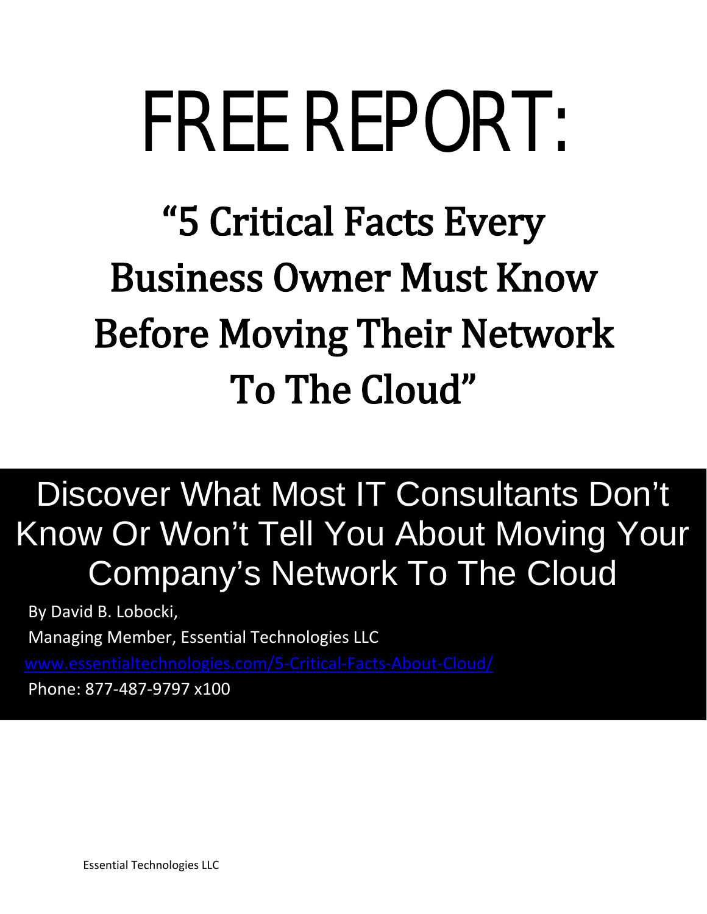# FREE REPORT:

## "5 Critical Facts Every Business Owner Must Know Before Moving Their Network To The Cloud"

**Discover What Most IT Consultants Don't Know Or Won't Tell You About Moving Your Company's Network To The Cloud**

By David B. Lobocki,

Managing Member, Essential Technologies LLC

www.essentialtechnologies.com/5-Critical-Facts-About-Cloud/

Phone: 877-487-9797 x100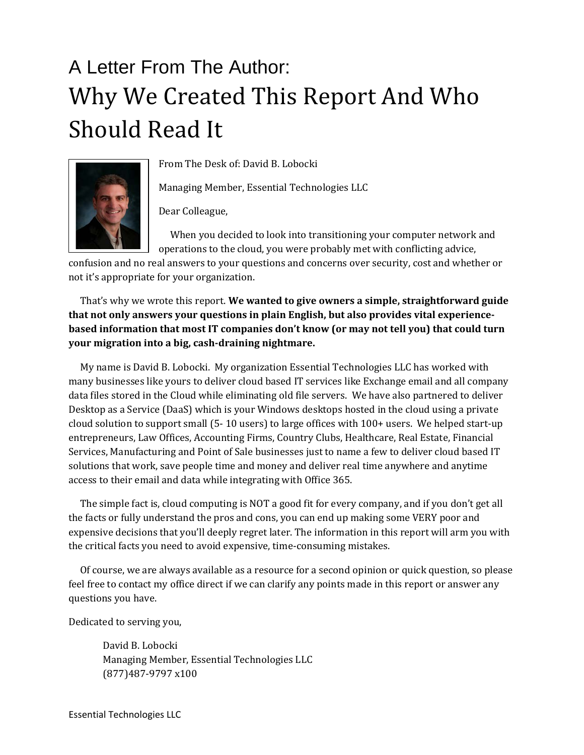# A Letter From The Author:
# Why We Created This Report And Who Should Read It

From The Desk of: David B. Lobocki

Managing Member, Essential Technologies LLC

Dear Colleague,

When you decided to look into transitioning your computer network and operations to the cloud, you were probably met with conflicting advice, confusion and no real answers to your questions and concerns over security, cost and whether or not it's appropriate for your organization.

That's why we wrote this report. **We wanted to give owners a simple, straightforward guide that not only answers your questions in plain English, but also provides vital experience-based information that most IT companies don't know (or may not tell you) that could turn your migration into a big, cash-draining nightmare.**

My name is David B. Lobocki. My organization Essential Technologies LLC has worked with many businesses like yours to deliver cloud based IT services like Exchange email and all company data files stored in the Cloud while eliminating old file servers. We have also partnered to deliver Desktop as a Service (DaaS) which is your Windows desktops hosted in the cloud using a private cloud solution to support small (5- 10 users) to large offices with 100+ users. We helped start-up entrepreneurs, Law Offices, Accounting Firms, Country Clubs, Healthcare, Real Estate, Financial Services, Manufacturing and Point of Sale businesses just to name a few to deliver cloud based IT solutions that work, save people time and money and deliver real time anywhere and anytime access to their email and data while integrating with Office 365.

The simple fact is, cloud computing is NOT a good fit for every company, and if you don't get all the facts or fully understand the pros and cons, you can end up making some VERY poor and expensive decisions that you'll deeply regret later. The information in this report will arm you with the critical facts you need to avoid expensive, time-consuming mistakes.

Of course, we are always available as a resource for a second opinion or quick question, so please feel free to contact my office direct if we can clarify any points made in this report or answer any questions you have.

Dedicated to serving you,

David B. Lobocki
Managing Member, Essential Technologies LLC
(877)487-9797 x100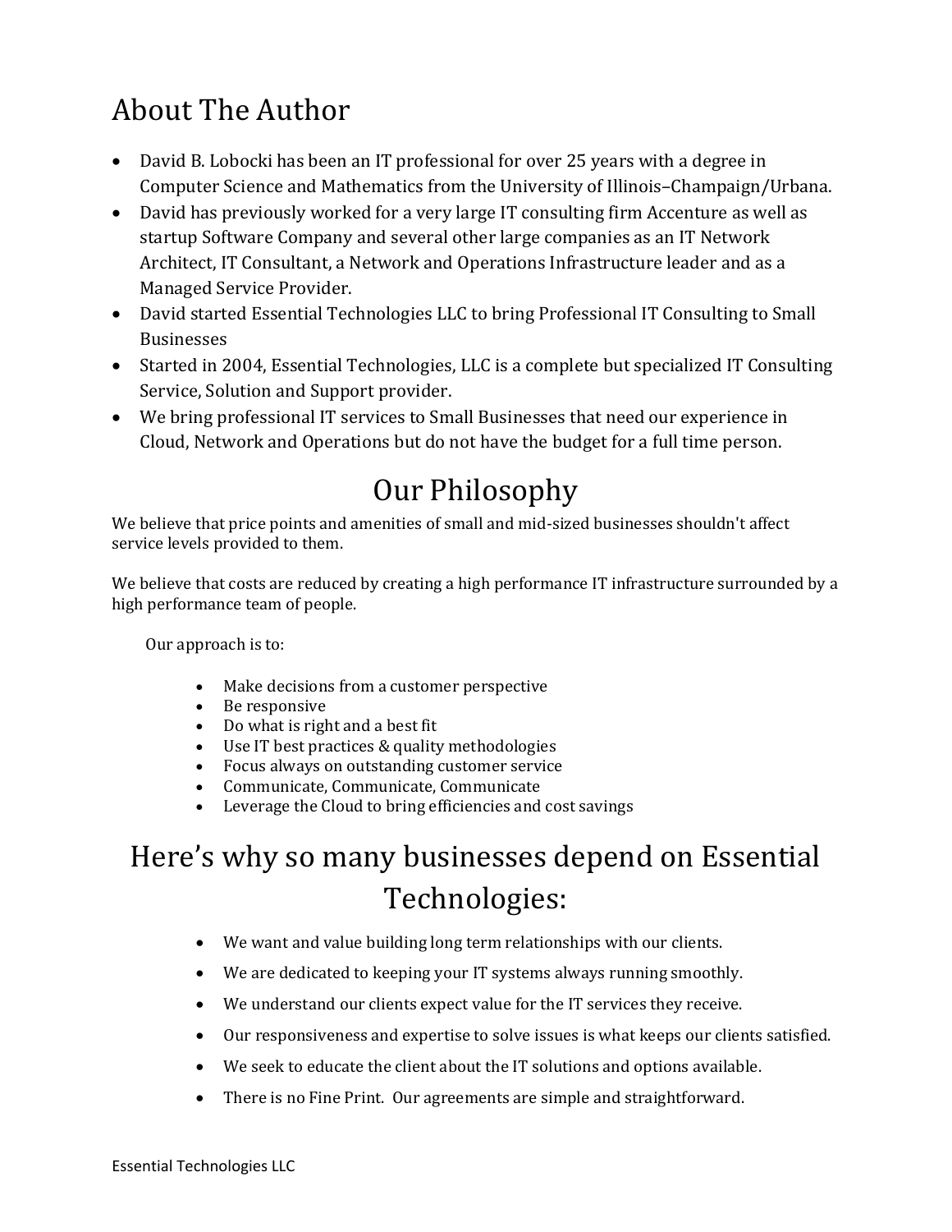# About The Author

- David B. Lobocki has been an IT professional for over 25 years with a degree in Computer Science and Mathematics from the University of Illinois–Champaign/Urbana.
- David has previously worked for a very large IT consulting firm Accenture as well as startup Software Company and several other large companies as an IT Network Architect, IT Consultant, a Network and Operations Infrastructure leader and as a Managed Service Provider.
- David started Essential Technologies LLC to bring Professional IT Consulting to Small Businesses
- Started in 2004, Essential Technologies, LLC is a complete but specialized IT Consulting Service, Solution and Support provider.
- We bring professional IT services to Small Businesses that need our experience in Cloud, Network and Operations but do not have the budget for a full time person.

# Our Philosophy

We believe that price points and amenities of small and mid-sized businesses shouldn't affect service levels provided to them.

We believe that costs are reduced by creating a high performance IT infrastructure surrounded by a high performance team of people.

Our approach is to:

- Make decisions from a customer perspective
- Be responsive
- Do what is right and a best fit
- Use IT best practices & quality methodologies
- Focus always on outstanding customer service
- Communicate, Communicate, Communicate
- Leverage the Cloud to bring efficiencies and cost savings

# Here's why so many businesses depend on Essential Technologies:

- We want and value building long term relationships with our clients.
- We are dedicated to keeping your IT systems always running smoothly.
- We understand our clients expect value for the IT services they receive.
- Our responsiveness and expertise to solve issues is what keeps our clients satisfied.
- We seek to educate the client about the IT solutions and options available.
- There is no Fine Print. Our agreements are simple and straightforward.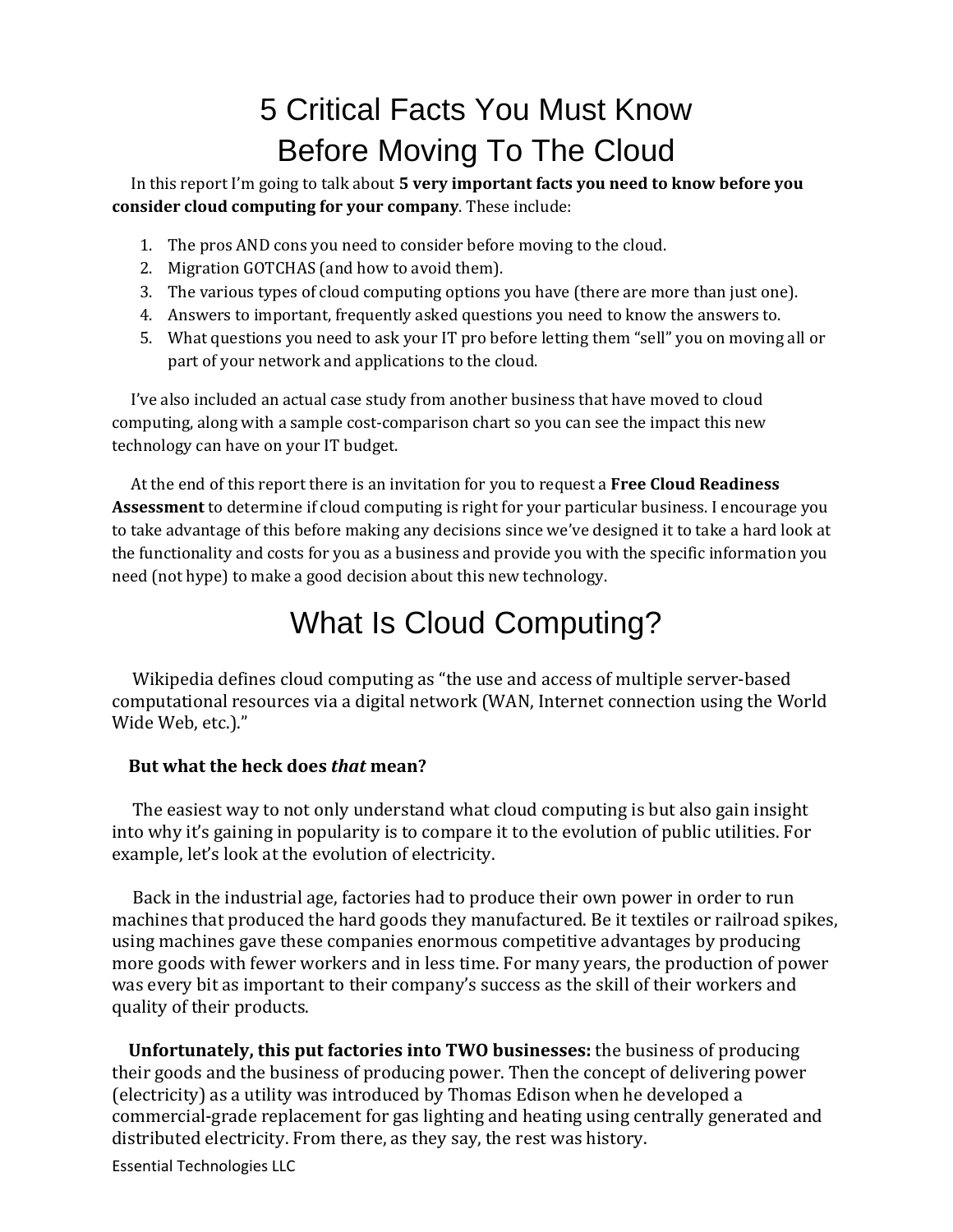# 5 Critical Facts You Must Know Before Moving To The Cloud

In this report I'm going to talk about **5 very important facts you need to know before you consider cloud computing for your company**. These include:

1. The pros AND cons you need to consider before moving to the cloud.
2. Migration GOTCHAS (and how to avoid them).
3. The various types of cloud computing options you have (there are more than just one).
4. Answers to important, frequently asked questions you need to know the answers to.
5. What questions you need to ask your IT pro before letting them "sell" you on moving all or part of your network and applications to the cloud.

I've also included an actual case study from another business that have moved to cloud computing, along with a sample cost-comparison chart so you can see the impact this new technology can have on your IT budget.

At the end of this report there is an invitation for you to request a **Free Cloud Readiness Assessment** to determine if cloud computing is right for your particular business. I encourage you to take advantage of this before making any decisions since we've designed it to take a hard look at the functionality and costs for you as a business and provide you with the specific information you need (not hype) to make a good decision about this new technology.

# What Is Cloud Computing?

Wikipedia defines cloud computing as "the use and access of multiple server-based computational resources via a digital network (WAN, Internet connection using the World Wide Web, etc.)."

**But what the heck does *that* mean?**

The easiest way to not only understand what cloud computing is but also gain insight into why it's gaining in popularity is to compare it to the evolution of public utilities. For example, let's look at the evolution of electricity.

Back in the industrial age, factories had to produce their own power in order to run machines that produced the hard goods they manufactured. Be it textiles or railroad spikes, using machines gave these companies enormous competitive advantages by producing more goods with fewer workers and in less time. For many years, the production of power was every bit as important to their company's success as the skill of their workers and quality of their products.

**Unfortunately, this put factories into TWO businesses:** the business of producing their goods and the business of producing power. Then the concept of delivering power (electricity) as a utility was introduced by Thomas Edison when he developed a commercial-grade replacement for gas lighting and heating using centrally generated and distributed electricity. From there, as they say, the rest was history.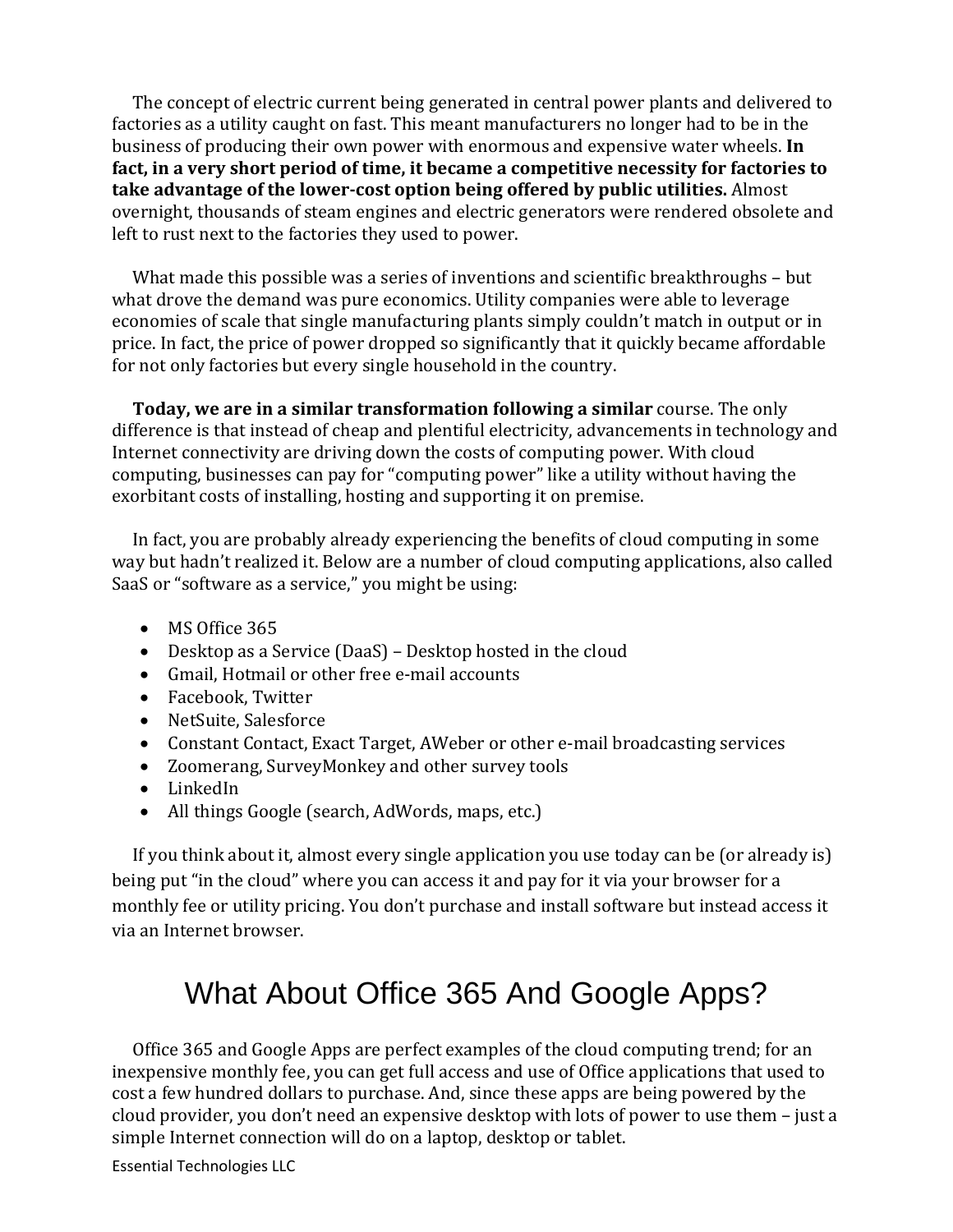The concept of electric current being generated in central power plants and delivered to factories as a utility caught on fast. This meant manufacturers no longer had to be in the business of producing their own power with enormous and expensive water wheels. **In fact, in a very short period of time, it became a competitive necessity for factories to take advantage of the lower-cost option being offered by public utilities.** Almost overnight, thousands of steam engines and electric generators were rendered obsolete and left to rust next to the factories they used to power.

What made this possible was a series of inventions and scientific breakthroughs – but what drove the demand was pure economics. Utility companies were able to leverage economies of scale that single manufacturing plants simply couldn't match in output or in price. In fact, the price of power dropped so significantly that it quickly became affordable for not only factories but every single household in the country.

**Today, we are in a similar transformation following a similar** course. The only difference is that instead of cheap and plentiful electricity, advancements in technology and Internet connectivity are driving down the costs of computing power. With cloud computing, businesses can pay for "computing power" like a utility without having the exorbitant costs of installing, hosting and supporting it on premise.

In fact, you are probably already experiencing the benefits of cloud computing in some way but hadn't realized it. Below are a number of cloud computing applications, also called SaaS or "software as a service," you might be using:

- MS Office 365
- Desktop as a Service (DaaS) – Desktop hosted in the cloud
- Gmail, Hotmail or other free e-mail accounts
- Facebook, Twitter
- NetSuite, Salesforce
- Constant Contact, Exact Target, AWeber or other e-mail broadcasting services
- Zoomerang, SurveyMonkey and other survey tools
- LinkedIn
- All things Google (search, AdWords, maps, etc.)

If you think about it, almost every single application you use today can be (or already is) being put "in the cloud" where you can access it and pay for it via your browser for a monthly fee or utility pricing. You don't purchase and install software but instead access it via an Internet browser.

## What About Office 365 And Google Apps?

Office 365 and Google Apps are perfect examples of the cloud computing trend; for an inexpensive monthly fee, you can get full access and use of Office applications that used to cost a few hundred dollars to purchase. And, since these apps are being powered by the cloud provider, you don't need an expensive desktop with lots of power to use them – just a simple Internet connection will do on a laptop, desktop or tablet.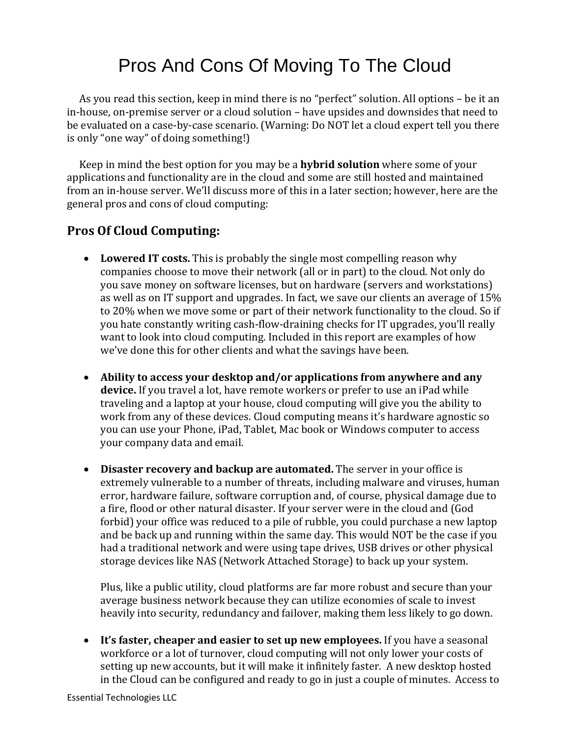# Pros And Cons Of Moving To The Cloud

As you read this section, keep in mind there is no "perfect" solution. All options – be it an in-house, on-premise server or a cloud solution – have upsides and downsides that need to be evaluated on a case-by-case scenario. (Warning: Do NOT let a cloud expert tell you there is only "one way" of doing something!)

Keep in mind the best option for you may be a **hybrid solution** where some of your applications and functionality are in the cloud and some are still hosted and maintained from an in-house server. We'll discuss more of this in a later section; however, here are the general pros and cons of cloud computing:

## Pros Of Cloud Computing:

- **Lowered IT costs.** This is probably the single most compelling reason why companies choose to move their network (all or in part) to the cloud. Not only do you save money on software licenses, but on hardware (servers and workstations) as well as on IT support and upgrades. In fact, we save our clients an average of 15% to 20% when we move some or part of their network functionality to the cloud. So if you hate constantly writing cash-flow-draining checks for IT upgrades, you'll really want to look into cloud computing. Included in this report are examples of how we've done this for other clients and what the savings have been.

- **Ability to access your desktop and/or applications from anywhere and any device.** If you travel a lot, have remote workers or prefer to use an iPad while traveling and a laptop at your house, cloud computing will give you the ability to work from any of these devices. Cloud computing means it's hardware agnostic so you can use your Phone, iPad, Tablet, Mac book or Windows computer to access your company data and email.

- **Disaster recovery and backup are automated.** The server in your office is extremely vulnerable to a number of threats, including malware and viruses, human error, hardware failure, software corruption and, of course, physical damage due to a fire, flood or other natural disaster. If your server were in the cloud and (God forbid) your office was reduced to a pile of rubble, you could purchase a new laptop and be back up and running within the same day. This would NOT be the case if you had a traditional network and were using tape drives, USB drives or other physical storage devices like NAS (Network Attached Storage) to back up your system.

  Plus, like a public utility, cloud platforms are far more robust and secure than your average business network because they can utilize economies of scale to invest heavily into security, redundancy and failover, making them less likely to go down.

- **It's faster, cheaper and easier to set up new employees.** If you have a seasonal workforce or a lot of turnover, cloud computing will not only lower your costs of setting up new accounts, but it will make it infinitely faster. A new desktop hosted in the Cloud can be configured and ready to go in just a couple of minutes. Access to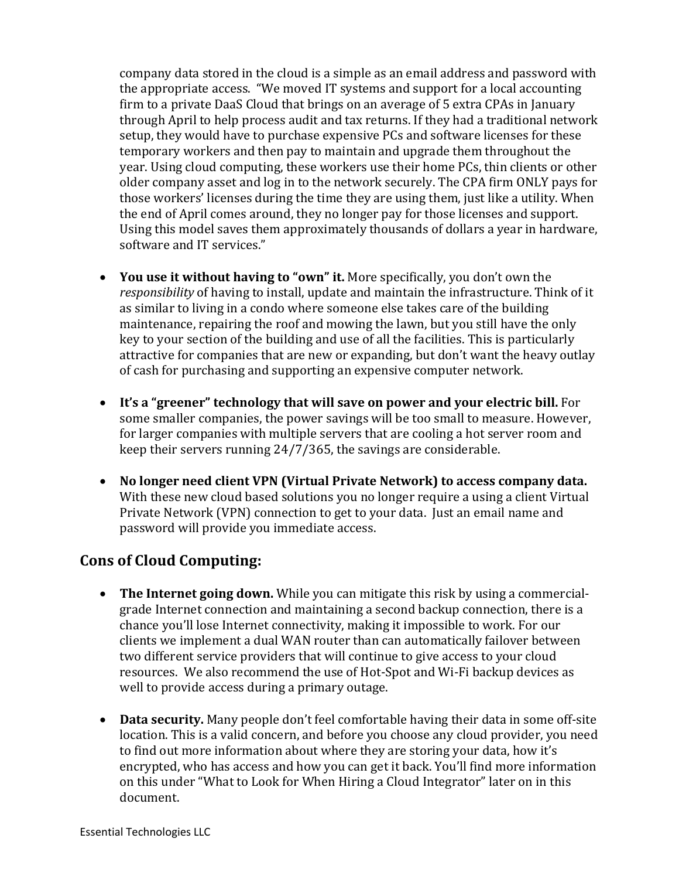company data stored in the cloud is a simple as an email address and password with the appropriate access. "We moved IT systems and support for a local accounting firm to a private DaaS Cloud that brings on an average of 5 extra CPAs in January through April to help process audit and tax returns. If they had a traditional network setup, they would have to purchase expensive PCs and software licenses for these temporary workers and then pay to maintain and upgrade them throughout the year. Using cloud computing, these workers use their home PCs, thin clients or other older company asset and log in to the network securely. The CPA firm ONLY pays for those workers' licenses during the time they are using them, just like a utility. When the end of April comes around, they no longer pay for those licenses and support. Using this model saves them approximately thousands of dollars a year in hardware, software and IT services."

- **You use it without having to "own" it.** More specifically, you don't own the *responsibility* of having to install, update and maintain the infrastructure. Think of it as similar to living in a condo where someone else takes care of the building maintenance, repairing the roof and mowing the lawn, but you still have the only key to your section of the building and use of all the facilities. This is particularly attractive for companies that are new or expanding, but don't want the heavy outlay of cash for purchasing and supporting an expensive computer network.

- **It's a "greener" technology that will save on power and your electric bill.** For some smaller companies, the power savings will be too small to measure. However, for larger companies with multiple servers that are cooling a hot server room and keep their servers running 24/7/365, the savings are considerable.

- **No longer need client VPN (Virtual Private Network) to access company data.** With these new cloud based solutions you no longer require a using a client Virtual Private Network (VPN) connection to get to your data. Just an email name and password will provide you immediate access.

## Cons of Cloud Computing:

- **The Internet going down.** While you can mitigate this risk by using a commercial-grade Internet connection and maintaining a second backup connection, there is a chance you'll lose Internet connectivity, making it impossible to work. For our clients we implement a dual WAN router than can automatically failover between two different service providers that will continue to give access to your cloud resources. We also recommend the use of Hot-Spot and Wi-Fi backup devices as well to provide access during a primary outage.

- **Data security.** Many people don't feel comfortable having their data in some off-site location. This is a valid concern, and before you choose any cloud provider, you need to find out more information about where they are storing your data, how it's encrypted, who has access and how you can get it back. You'll find more information on this under "What to Look for When Hiring a Cloud Integrator" later on in this document.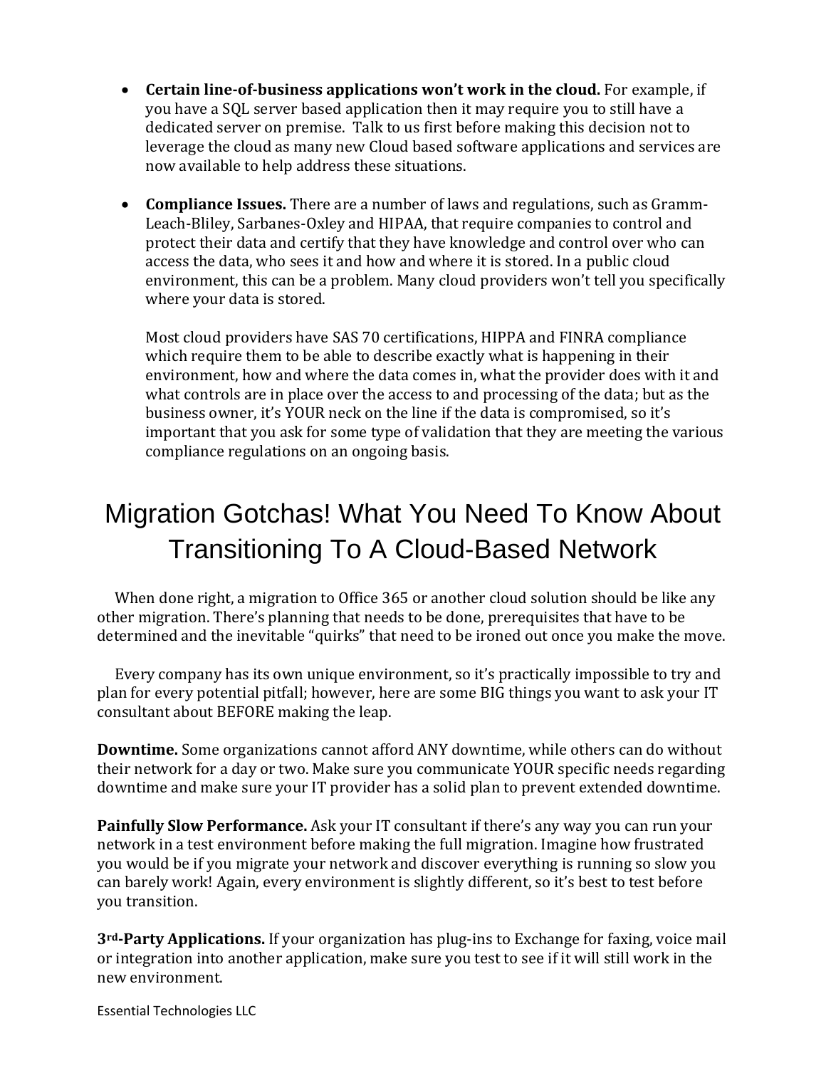- **Certain line-of-business applications won't work in the cloud.** For example, if you have a SQL server based application then it may require you to still have a dedicated server on premise. Talk to us first before making this decision not to leverage the cloud as many new Cloud based software applications and services are now available to help address these situations.

- **Compliance Issues.** There are a number of laws and regulations, such as Gramm-Leach-Bliley, Sarbanes-Oxley and HIPAA, that require companies to control and protect their data and certify that they have knowledge and control over who can access the data, who sees it and how and where it is stored. In a public cloud environment, this can be a problem. Many cloud providers won't tell you specifically where your data is stored.

  Most cloud providers have SAS 70 certifications, HIPPA and FINRA compliance which require them to be able to describe exactly what is happening in their environment, how and where the data comes in, what the provider does with it and what controls are in place over the access to and processing of the data; but as the business owner, it's YOUR neck on the line if the data is compromised, so it's important that you ask for some type of validation that they are meeting the various compliance regulations on an ongoing basis.

# Migration Gotchas! What You Need To Know About Transitioning To A Cloud-Based Network

When done right, a migration to Office 365 or another cloud solution should be like any other migration. There's planning that needs to be done, prerequisites that have to be determined and the inevitable "quirks" that need to be ironed out once you make the move.

Every company has its own unique environment, so it's practically impossible to try and plan for every potential pitfall; however, here are some BIG things you want to ask your IT consultant about BEFORE making the leap.

**Downtime.** Some organizations cannot afford ANY downtime, while others can do without their network for a day or two. Make sure you communicate YOUR specific needs regarding downtime and make sure your IT provider has a solid plan to prevent extended downtime.

**Painfully Slow Performance.** Ask your IT consultant if there's any way you can run your network in a test environment before making the full migration. Imagine how frustrated you would be if you migrate your network and discover everything is running so slow you can barely work! Again, every environment is slightly different, so it's best to test before you transition.

**3rd-Party Applications.** If your organization has plug-ins to Exchange for faxing, voice mail or integration into another application, make sure you test to see if it will still work in the new environment.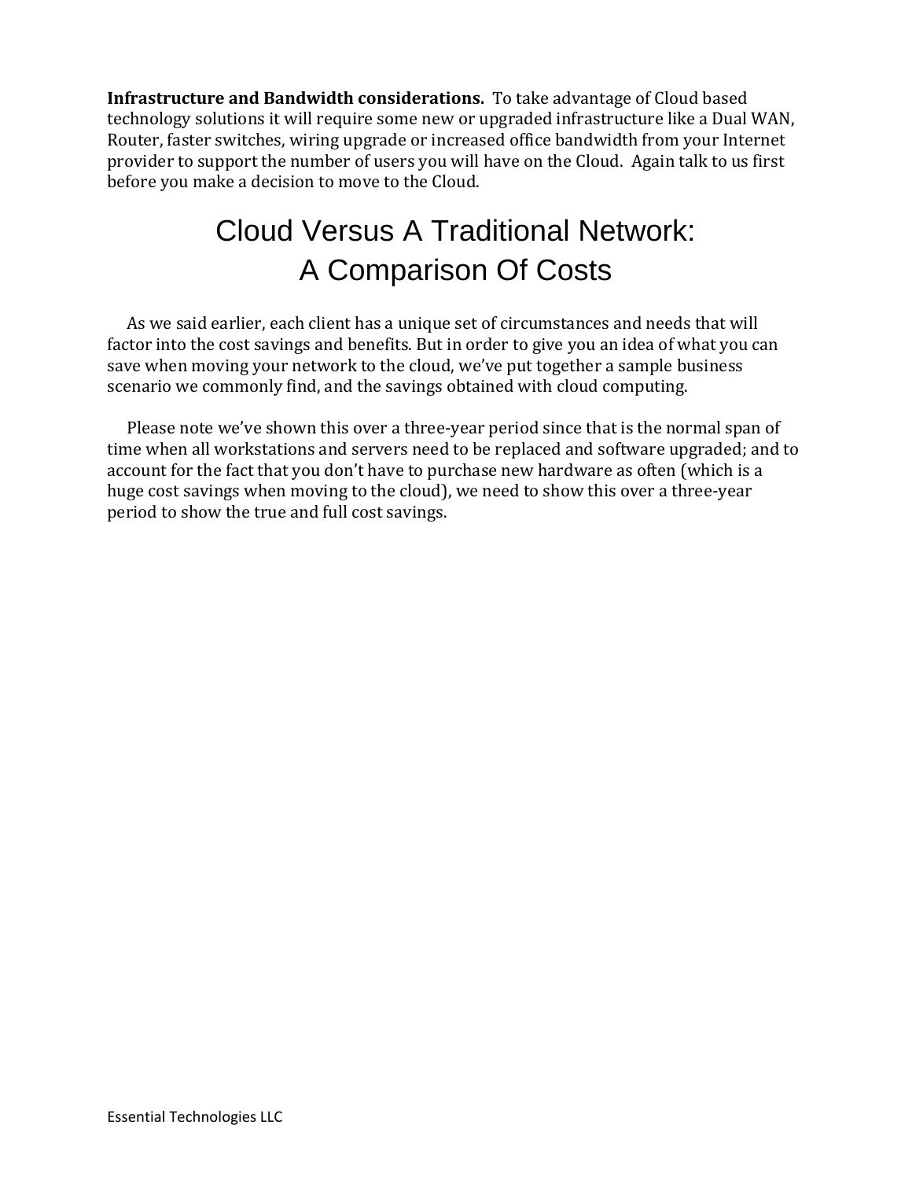**Infrastructure and Bandwidth considerations.** To take advantage of Cloud based technology solutions it will require some new or upgraded infrastructure like a Dual WAN, Router, faster switches, wiring upgrade or increased office bandwidth from your Internet provider to support the number of users you will have on the Cloud. Again talk to us first before you make a decision to move to the Cloud.

# Cloud Versus A Traditional Network: A Comparison Of Costs

As we said earlier, each client has a unique set of circumstances and needs that will factor into the cost savings and benefits. But in order to give you an idea of what you can save when moving your network to the cloud, we've put together a sample business scenario we commonly find, and the savings obtained with cloud computing.

Please note we've shown this over a three-year period since that is the normal span of time when all workstations and servers need to be replaced and software upgraded; and to account for the fact that you don't have to purchase new hardware as often (which is a huge cost savings when moving to the cloud), we need to show this over a three-year period to show the true and full cost savings.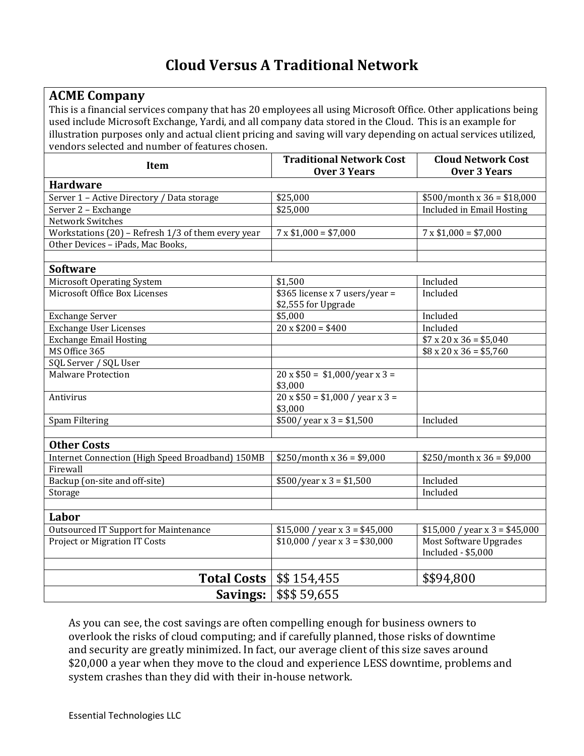# Cloud Versus A Traditional Network

| **ACME Company**<br>This is a financial services company that has 20 employees all using Microsoft Office. Other applications being used include Microsoft Exchange, Yardi, and all company data stored in the Cloud. This is an example for illustration purposes only and actual client pricing and saving will vary depending on actual services utilized, vendors selected and number of features chosen. | | |
|---|---|---|
| **Item** | **Traditional Network Cost Over 3 Years** | **Cloud Network Cost Over 3 Years** |
| **Hardware** | | |
| Server 1 – Active Directory / Data storage | $25,000 | $500/month x 36 = $18,000 |
| Server 2 – Exchange | $25,000 | Included in Email Hosting |
| Network Switches | | |
| Workstations (20) – Refresh 1/3 of them every year | 7 x $1,000 = $7,000 | 7 x $1,000 = $7,000 |
| Other Devices – iPads, Mac Books, | | |
| | | |
| **Software** | | |
| Microsoft Operating System | $1,500 | Included |
| Microsoft Office Box Licenses | $365 license x 7 users/year = $2,555 for Upgrade | Included |
| Exchange Server | $5,000 | Included |
| Exchange User Licenses | 20 x $200 = $400 | Included |
| Exchange Email Hosting | | $7 x 20 x 36 = $5,040 |
| MS Office 365 | | $8 x 20 x 36 = $5,760 |
| SQL Server / SQL User | | |
| Malware Protection | 20 x $50 = $1,000/year x 3 = $3,000 | |
| Antivirus | 20 x $50 = $1,000 / year x 3 = $3,000 | |
| Spam Filtering | $500/ year x 3 = $1,500 | Included |
| | | |
| **Other Costs** | | |
| Internet Connection (High Speed Broadband) 150MB | $250/month x 36 = $9,000 | $250/month x 36 = $9,000 |
| Firewall | | |
| Backup (on-site and off-site) | $500/year x 3 = $1,500 | Included |
| Storage | | Included |
| | | |
| **Labor** | | |
| Outsourced IT Support for Maintenance | $15,000 / year x 3 = $45,000 | $15,000 / year x 3 = $45,000 |
| Project or Migration IT Costs | $10,000 / year x 3 = $30,000 | Most Software Upgrades Included - $5,000 |
| | | |
| **Total Costs** | $$ 154,455 | $$94,800 |
| **Savings:** | $$$ 59,655 | |

As you can see, the cost savings are often compelling enough for business owners to overlook the risks of cloud computing; and if carefully planned, those risks of downtime and security are greatly minimized. In fact, our average client of this size saves around $20,000 a year when they move to the cloud and experience LESS downtime, problems and system crashes than they did with their in-house network.

Essential Technologies LLC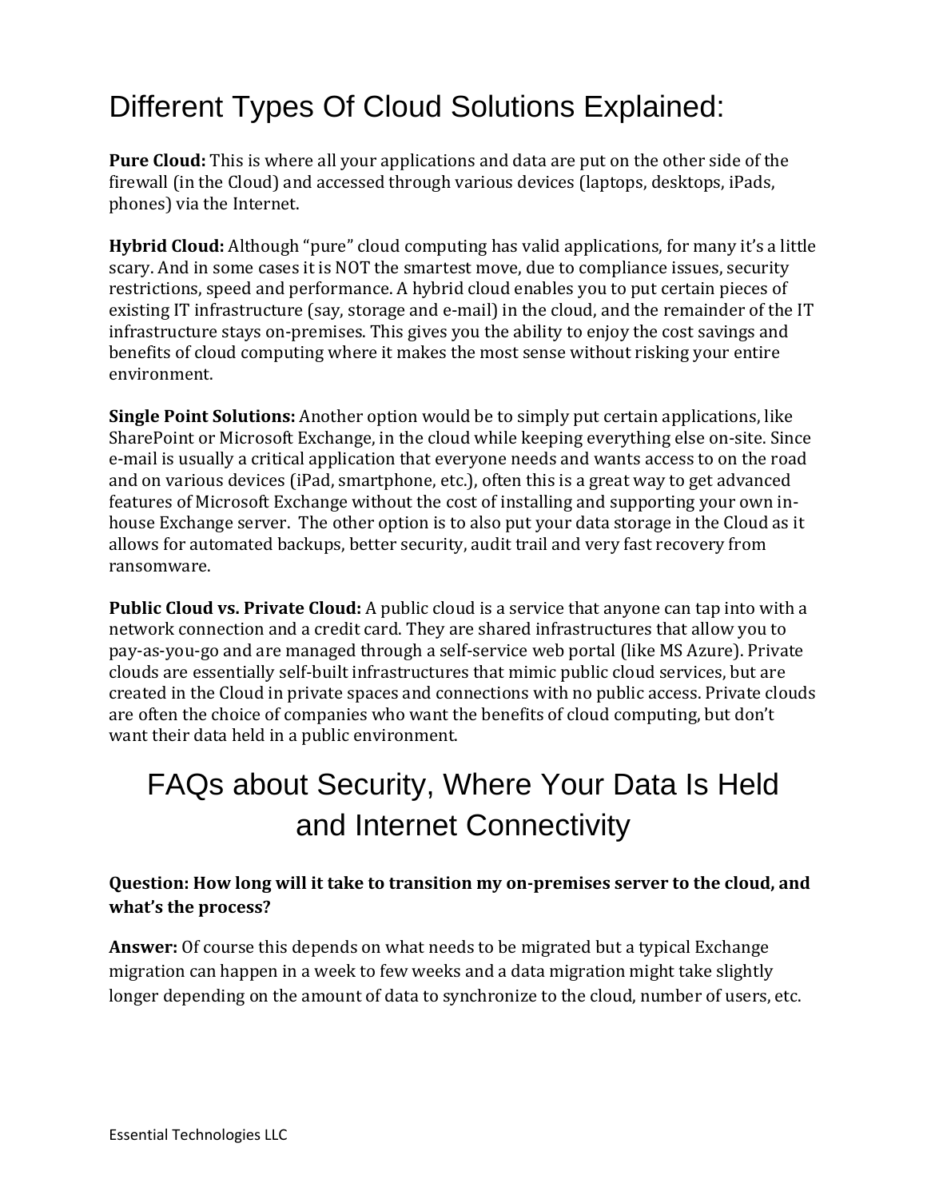# Different Types Of Cloud Solutions Explained:

**Pure Cloud:** This is where all your applications and data are put on the other side of the firewall (in the Cloud) and accessed through various devices (laptops, desktops, iPads, phones) via the Internet.

**Hybrid Cloud:** Although "pure" cloud computing has valid applications, for many it's a little scary. And in some cases it is NOT the smartest move, due to compliance issues, security restrictions, speed and performance. A hybrid cloud enables you to put certain pieces of existing IT infrastructure (say, storage and e-mail) in the cloud, and the remainder of the IT infrastructure stays on-premises. This gives you the ability to enjoy the cost savings and benefits of cloud computing where it makes the most sense without risking your entire environment.

**Single Point Solutions:** Another option would be to simply put certain applications, like SharePoint or Microsoft Exchange, in the cloud while keeping everything else on-site. Since e-mail is usually a critical application that everyone needs and wants access to on the road and on various devices (iPad, smartphone, etc.), often this is a great way to get advanced features of Microsoft Exchange without the cost of installing and supporting your own in-house Exchange server. The other option is to also put your data storage in the Cloud as it allows for automated backups, better security, audit trail and very fast recovery from ransomware.

**Public Cloud vs. Private Cloud:** A public cloud is a service that anyone can tap into with a network connection and a credit card. They are shared infrastructures that allow you to pay-as-you-go and are managed through a self-service web portal (like MS Azure). Private clouds are essentially self-built infrastructures that mimic public cloud services, but are created in the Cloud in private spaces and connections with no public access. Private clouds are often the choice of companies who want the benefits of cloud computing, but don't want their data held in a public environment.

# FAQs about Security, Where Your Data Is Held and Internet Connectivity

**Question: How long will it take to transition my on-premises server to the cloud, and what's the process?**

**Answer:** Of course this depends on what needs to be migrated but a typical Exchange migration can happen in a week to few weeks and a data migration might take slightly longer depending on the amount of data to synchronize to the cloud, number of users, etc.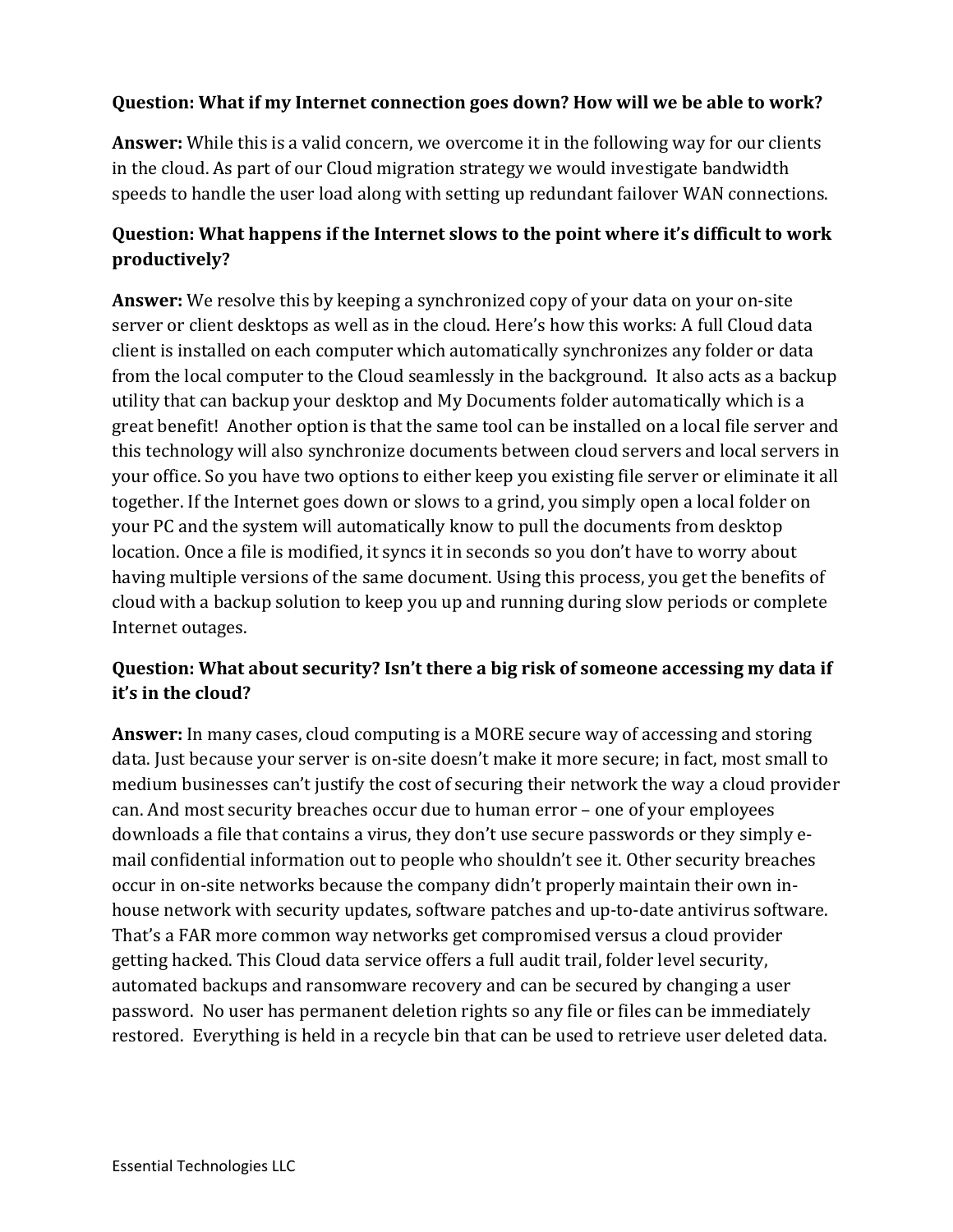**Question: What if my Internet connection goes down? How will we be able to work?**

**Answer:** While this is a valid concern, we overcome it in the following way for our clients in the cloud. As part of our Cloud migration strategy we would investigate bandwidth speeds to handle the user load along with setting up redundant failover WAN connections.

**Question: What happens if the Internet slows to the point where it's difficult to work productively?**

**Answer:** We resolve this by keeping a synchronized copy of your data on your on-site server or client desktops as well as in the cloud. Here's how this works: A full Cloud data client is installed on each computer which automatically synchronizes any folder or data from the local computer to the Cloud seamlessly in the background. It also acts as a backup utility that can backup your desktop and My Documents folder automatically which is a great benefit! Another option is that the same tool can be installed on a local file server and this technology will also synchronize documents between cloud servers and local servers in your office. So you have two options to either keep you existing file server or eliminate it all together. If the Internet goes down or slows to a grind, you simply open a local folder on your PC and the system will automatically know to pull the documents from desktop location. Once a file is modified, it syncs it in seconds so you don't have to worry about having multiple versions of the same document. Using this process, you get the benefits of cloud with a backup solution to keep you up and running during slow periods or complete Internet outages.

**Question: What about security? Isn't there a big risk of someone accessing my data if it's in the cloud?**

**Answer:** In many cases, cloud computing is a MORE secure way of accessing and storing data. Just because your server is on-site doesn't make it more secure; in fact, most small to medium businesses can't justify the cost of securing their network the way a cloud provider can. And most security breaches occur due to human error – one of your employees downloads a file that contains a virus, they don't use secure passwords or they simply e-mail confidential information out to people who shouldn't see it. Other security breaches occur in on-site networks because the company didn't properly maintain their own in-house network with security updates, software patches and up-to-date antivirus software. That's a FAR more common way networks get compromised versus a cloud provider getting hacked. This Cloud data service offers a full audit trail, folder level security, automated backups and ransomware recovery and can be secured by changing a user password. No user has permanent deletion rights so any file or files can be immediately restored. Everything is held in a recycle bin that can be used to retrieve user deleted data.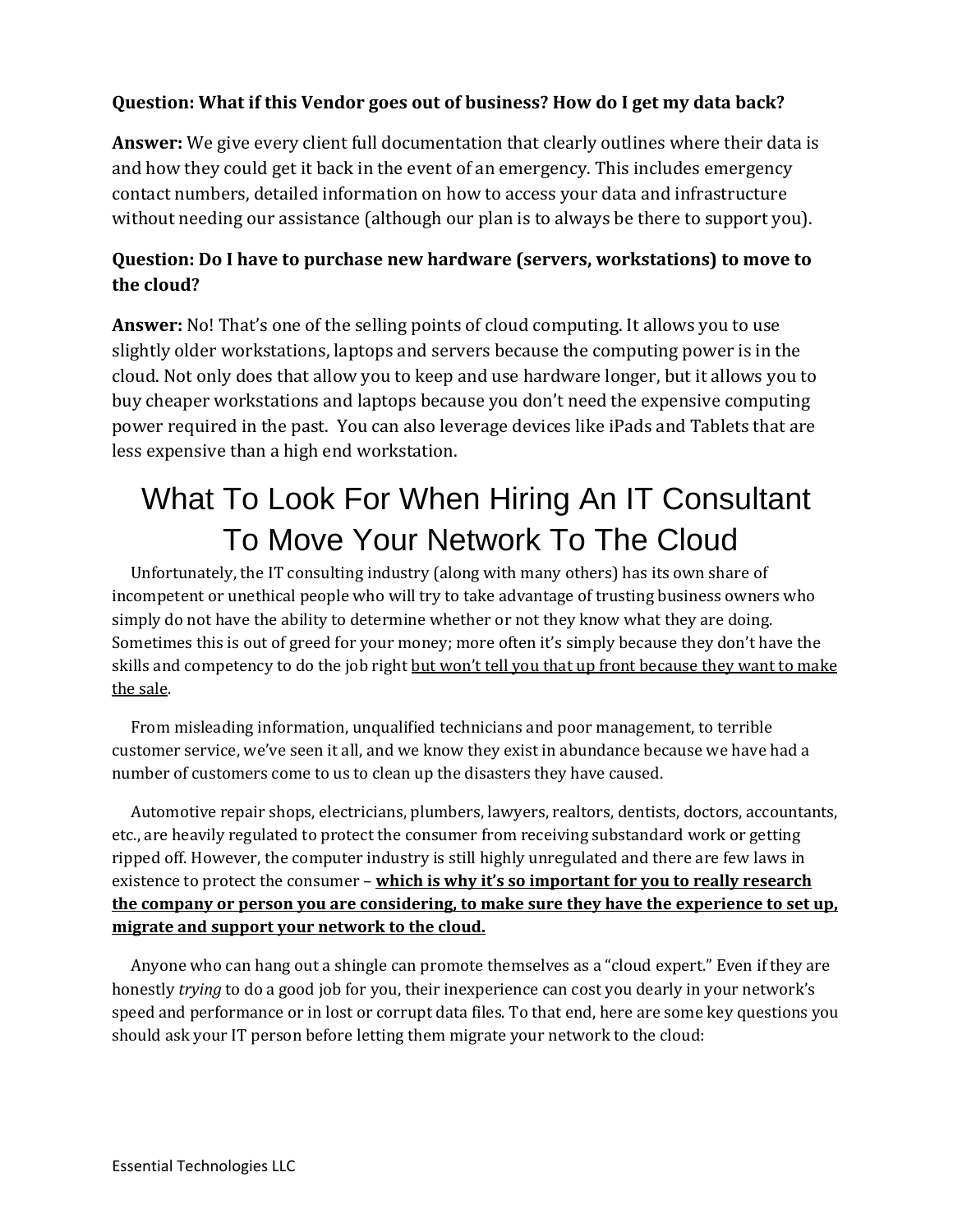**Question: What if this Vendor goes out of business? How do I get my data back?**

**Answer:** We give every client full documentation that clearly outlines where their data is and how they could get it back in the event of an emergency. This includes emergency contact numbers, detailed information on how to access your data and infrastructure without needing our assistance (although our plan is to always be there to support you).

**Question: Do I have to purchase new hardware (servers, workstations) to move to the cloud?**

**Answer:** No! That's one of the selling points of cloud computing. It allows you to use slightly older workstations, laptops and servers because the computing power is in the cloud. Not only does that allow you to keep and use hardware longer, but it allows you to buy cheaper workstations and laptops because you don't need the expensive computing power required in the past. You can also leverage devices like iPads and Tablets that are less expensive than a high end workstation.

# What To Look For When Hiring An IT Consultant To Move Your Network To The Cloud

Unfortunately, the IT consulting industry (along with many others) has its own share of incompetent or unethical people who will try to take advantage of trusting business owners who simply do not have the ability to determine whether or not they know what they are doing. Sometimes this is out of greed for your money; more often it's simply because they don't have the skills and competency to do the job right but won't tell you that up front because they want to make the sale.

From misleading information, unqualified technicians and poor management, to terrible customer service, we've seen it all, and we know they exist in abundance because we have had a number of customers come to us to clean up the disasters they have caused.

Automotive repair shops, electricians, plumbers, lawyers, realtors, dentists, doctors, accountants, etc., are heavily regulated to protect the consumer from receiving substandard work or getting ripped off. However, the computer industry is still highly unregulated and there are few laws in existence to protect the consumer – **which is why it's so important for you to really research the company or person you are considering, to make sure they have the experience to set up, migrate and support your network to the cloud.**

Anyone who can hang out a shingle can promote themselves as a "cloud expert." Even if they are honestly *trying* to do a good job for you, their inexperience can cost you dearly in your network's speed and performance or in lost or corrupt data files. To that end, here are some key questions you should ask your IT person before letting them migrate your network to the cloud: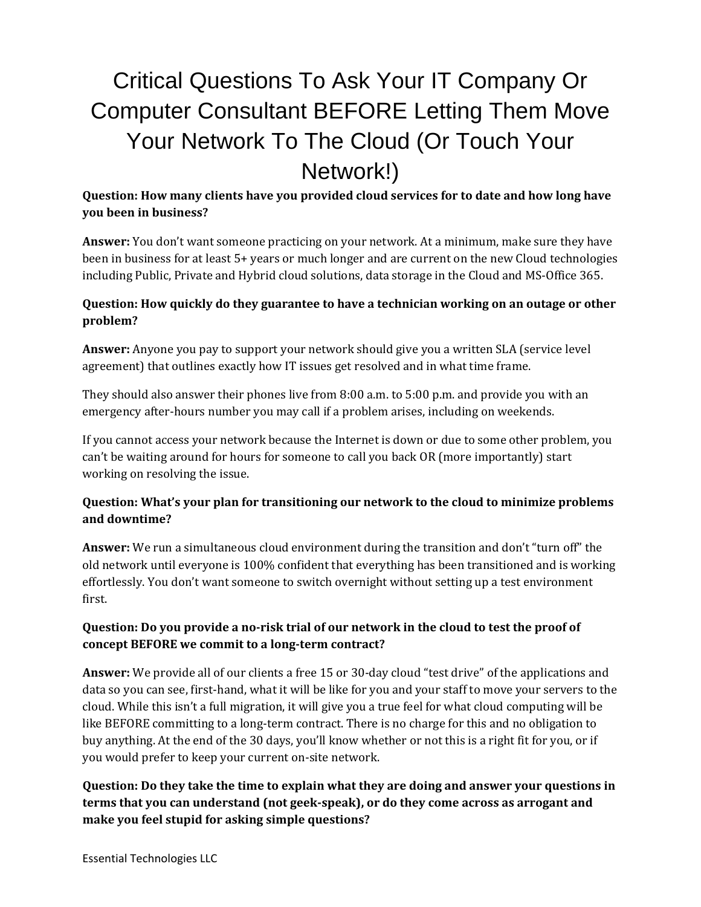# Critical Questions To Ask Your IT Company Or Computer Consultant BEFORE Letting Them Move Your Network To The Cloud (Or Touch Your Network!)

**Question: How many clients have you provided cloud services for to date and how long have you been in business?**

**Answer:** You don't want someone practicing on your network. At a minimum, make sure they have been in business for at least 5+ years or much longer and are current on the new Cloud technologies including Public, Private and Hybrid cloud solutions, data storage in the Cloud and MS-Office 365.

**Question: How quickly do they guarantee to have a technician working on an outage or other problem?**

**Answer:** Anyone you pay to support your network should give you a written SLA (service level agreement) that outlines exactly how IT issues get resolved and in what time frame.

They should also answer their phones live from 8:00 a.m. to 5:00 p.m. and provide you with an emergency after-hours number you may call if a problem arises, including on weekends.

If you cannot access your network because the Internet is down or due to some other problem, you can't be waiting around for hours for someone to call you back OR (more importantly) start working on resolving the issue.

**Question: What's your plan for transitioning our network to the cloud to minimize problems and downtime?**

**Answer:** We run a simultaneous cloud environment during the transition and don't "turn off" the old network until everyone is 100% confident that everything has been transitioned and is working effortlessly. You don't want someone to switch overnight without setting up a test environment first.

**Question: Do you provide a no-risk trial of our network in the cloud to test the proof of concept BEFORE we commit to a long-term contract?**

**Answer:** We provide all of our clients a free 15 or 30-day cloud "test drive" of the applications and data so you can see, first-hand, what it will be like for you and your staff to move your servers to the cloud. While this isn't a full migration, it will give you a true feel for what cloud computing will be like BEFORE committing to a long-term contract. There is no charge for this and no obligation to buy anything. At the end of the 30 days, you'll know whether or not this is a right fit for you, or if you would prefer to keep your current on-site network.

**Question: Do they take the time to explain what they are doing and answer your questions in terms that you can understand (not geek-speak), or do they come across as arrogant and make you feel stupid for asking simple questions?**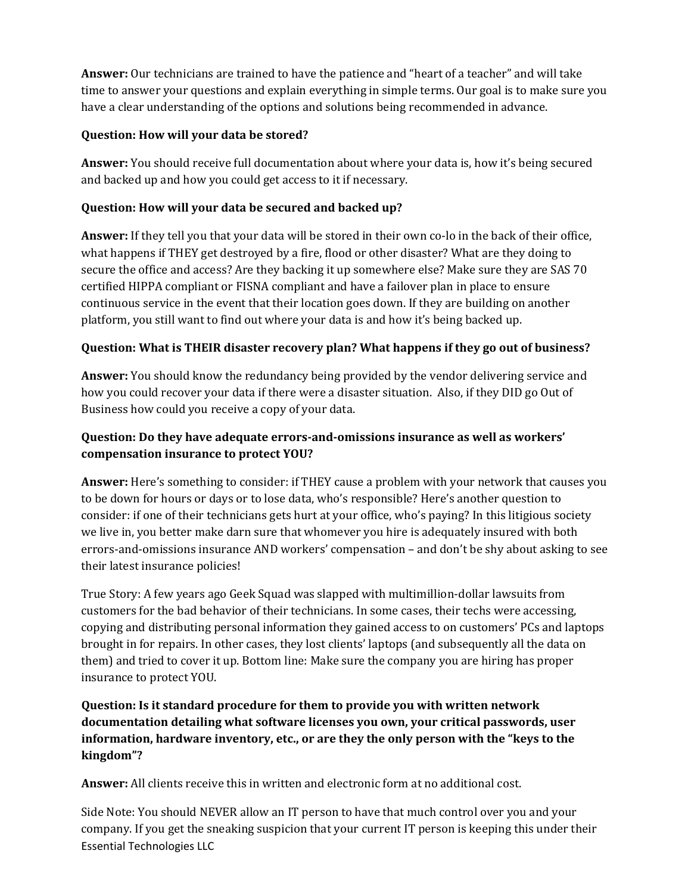**Answer:** Our technicians are trained to have the patience and "heart of a teacher" and will take time to answer your questions and explain everything in simple terms. Our goal is to make sure you have a clear understanding of the options and solutions being recommended in advance.

**Question: How will your data be stored?**

**Answer:** You should receive full documentation about where your data is, how it's being secured and backed up and how you could get access to it if necessary.

**Question: How will your data be secured and backed up?**

**Answer:** If they tell you that your data will be stored in their own co-lo in the back of their office, what happens if THEY get destroyed by a fire, flood or other disaster? What are they doing to secure the office and access? Are they backing it up somewhere else? Make sure they are SAS 70 certified HIPPA compliant or FISNA compliant and have a failover plan in place to ensure continuous service in the event that their location goes down. If they are building on another platform, you still want to find out where your data is and how it's being backed up.

**Question: What is THEIR disaster recovery plan? What happens if they go out of business?**

**Answer:** You should know the redundancy being provided by the vendor delivering service and how you could recover your data if there were a disaster situation. Also, if they DID go Out of Business how could you receive a copy of your data.

**Question: Do they have adequate errors-and-omissions insurance as well as workers' compensation insurance to protect YOU?**

**Answer:** Here's something to consider: if THEY cause a problem with your network that causes you to be down for hours or days or to lose data, who's responsible? Here's another question to consider: if one of their technicians gets hurt at your office, who's paying? In this litigious society we live in, you better make darn sure that whomever you hire is adequately insured with both errors-and-omissions insurance AND workers' compensation – and don't be shy about asking to see their latest insurance policies!

True Story: A few years ago Geek Squad was slapped with multimillion-dollar lawsuits from customers for the bad behavior of their technicians. In some cases, their techs were accessing, copying and distributing personal information they gained access to on customers' PCs and laptops brought in for repairs. In other cases, they lost clients' laptops (and subsequently all the data on them) and tried to cover it up. Bottom line: Make sure the company you are hiring has proper insurance to protect YOU.

**Question: Is it standard procedure for them to provide you with written network documentation detailing what software licenses you own, your critical passwords, user information, hardware inventory, etc., or are they the only person with the "keys to the kingdom"?**

**Answer:** All clients receive this in written and electronic form at no additional cost.

Side Note: You should NEVER allow an IT person to have that much control over you and your company. If you get the sneaking suspicion that your current IT person is keeping this under their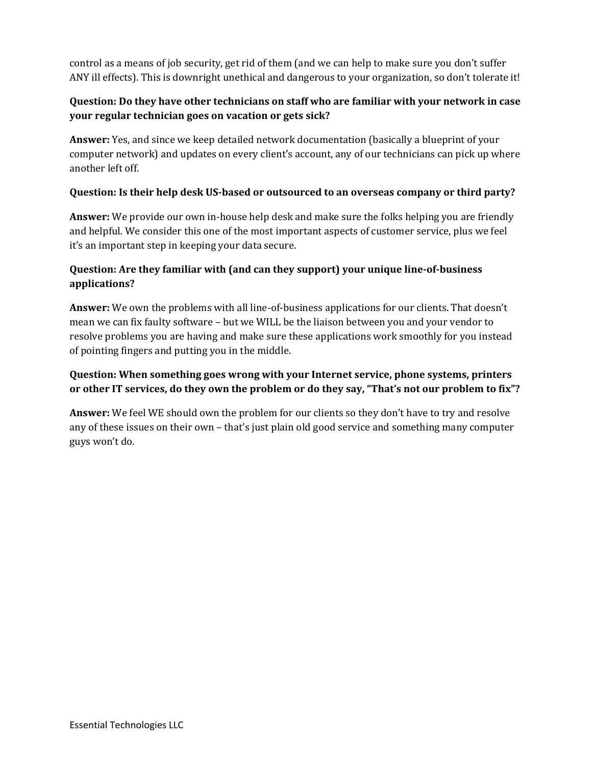control as a means of job security, get rid of them (and we can help to make sure you don't suffer ANY ill effects). This is downright unethical and dangerous to your organization, so don't tolerate it!

**Question: Do they have other technicians on staff who are familiar with your network in case your regular technician goes on vacation or gets sick?**

**Answer:** Yes, and since we keep detailed network documentation (basically a blueprint of your computer network) and updates on every client's account, any of our technicians can pick up where another left off.

**Question: Is their help desk US-based or outsourced to an overseas company or third party?**

**Answer:** We provide our own in-house help desk and make sure the folks helping you are friendly and helpful. We consider this one of the most important aspects of customer service, plus we feel it's an important step in keeping your data secure.

**Question: Are they familiar with (and can they support) your unique line-of-business applications?**

**Answer:** We own the problems with all line-of-business applications for our clients. That doesn't mean we can fix faulty software – but we WILL be the liaison between you and your vendor to resolve problems you are having and make sure these applications work smoothly for you instead of pointing fingers and putting you in the middle.

**Question: When something goes wrong with your Internet service, phone systems, printers or other IT services, do they own the problem or do they say, "That's not our problem to fix"?**

**Answer:** We feel WE should own the problem for our clients so they don't have to try and resolve any of these issues on their own – that's just plain old good service and something many computer guys won't do.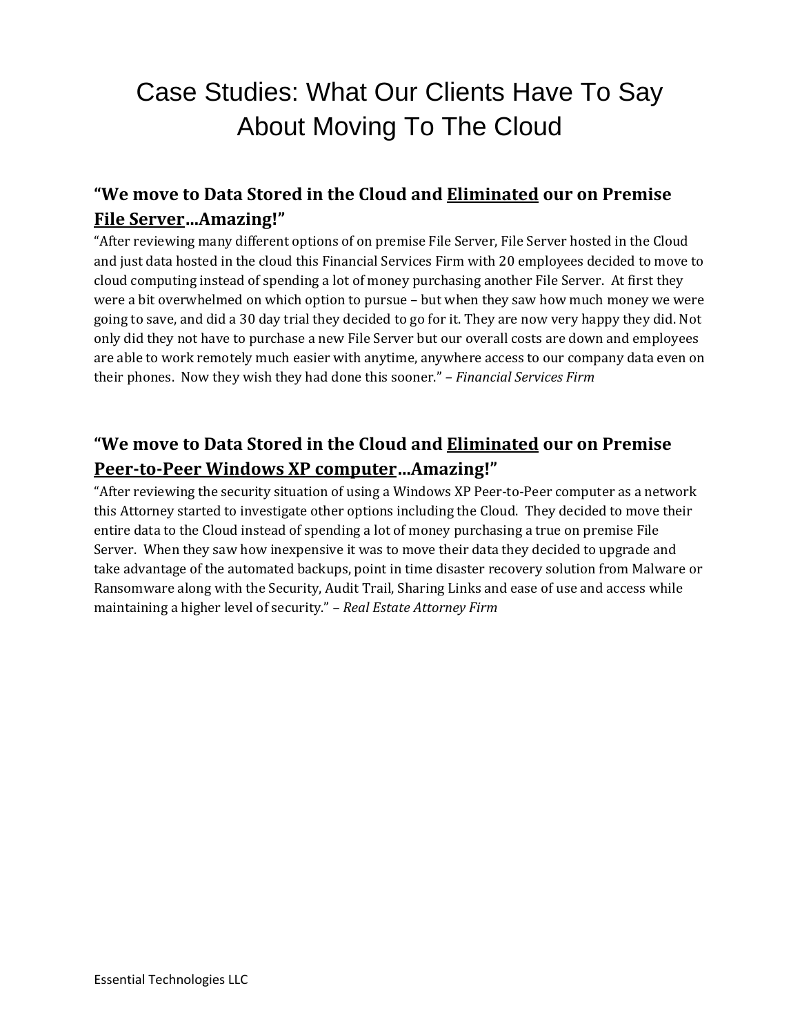# Case Studies: What Our Clients Have To Say About Moving To The Cloud

## "We move to Data Stored in the Cloud and <u>Eliminated</u> our on Premise <u>File Server</u>...Amazing!"

"After reviewing many different options of on premise File Server, File Server hosted in the Cloud and just data hosted in the cloud this Financial Services Firm with 20 employees decided to move to cloud computing instead of spending a lot of money purchasing another File Server. At first they were a bit overwhelmed on which option to pursue – but when they saw how much money we were going to save, and did a 30 day trial they decided to go for it. They are now very happy they did. Not only did they not have to purchase a new File Server but our overall costs are down and employees are able to work remotely much easier with anytime, anywhere access to our company data even on their phones. Now they wish they had done this sooner." – *Financial Services Firm*

## "We move to Data Stored in the Cloud and <u>Eliminated</u> our on Premise <u>Peer-to-Peer Windows XP computer</u>...Amazing!"

"After reviewing the security situation of using a Windows XP Peer-to-Peer computer as a network this Attorney started to investigate other options including the Cloud. They decided to move their entire data to the Cloud instead of spending a lot of money purchasing a true on premise File Server. When they saw how inexpensive it was to move their data they decided to upgrade and take advantage of the automated backups, point in time disaster recovery solution from Malware or Ransomware along with the Security, Audit Trail, Sharing Links and ease of use and access while maintaining a higher level of security." – *Real Estate Attorney Firm*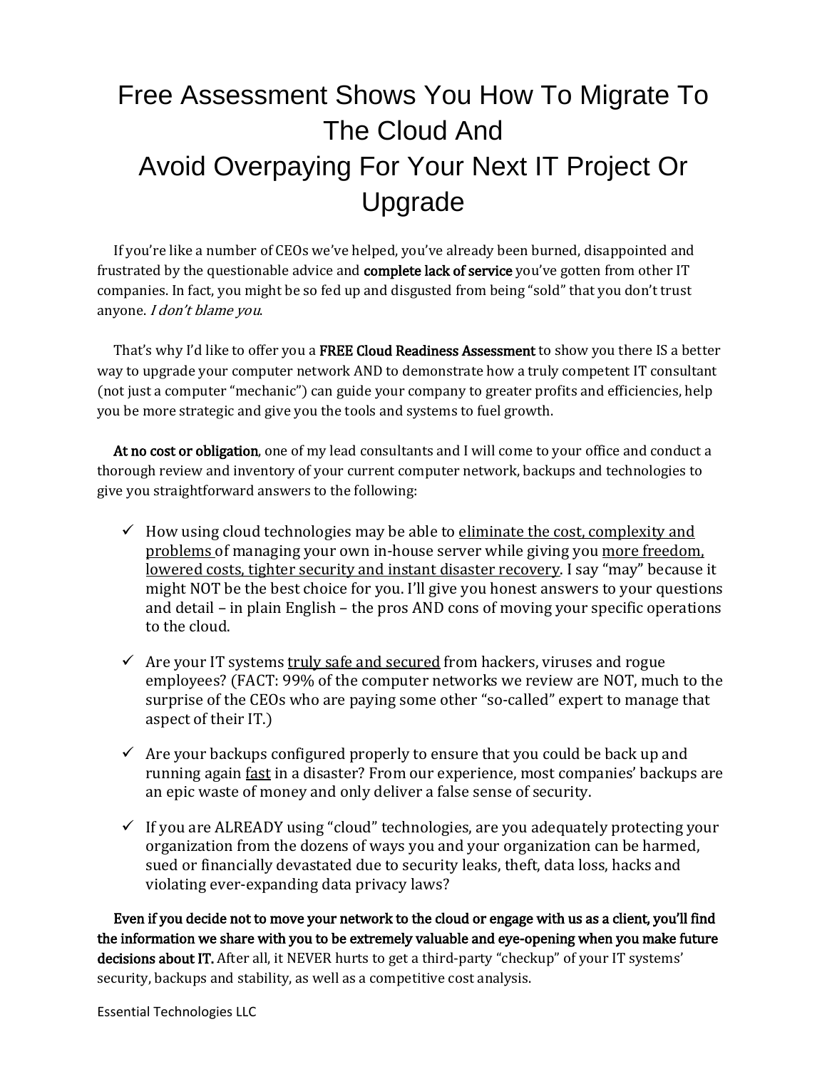# Free Assessment Shows You How To Migrate To The Cloud And Avoid Overpaying For Your Next IT Project Or Upgrade

If you're like a number of CEOs we've helped, you've already been burned, disappointed and frustrated by the questionable advice and **complete lack of service** you've gotten from other IT companies. In fact, you might be so fed up and disgusted from being "sold" that you don't trust anyone. *I don't blame you*.

That's why I'd like to offer you a **FREE Cloud Readiness Assessment** to show you there IS a better way to upgrade your computer network AND to demonstrate how a truly competent IT consultant (not just a computer "mechanic") can guide your company to greater profits and efficiencies, help you be more strategic and give you the tools and systems to fuel growth.

**At no cost or obligation**, one of my lead consultants and I will come to your office and conduct a thorough review and inventory of your current computer network, backups and technologies to give you straightforward answers to the following:

- ✓ How using cloud technologies may be able to <u>eliminate the cost, complexity and problems</u> of managing your own in-house server while giving you <u>more freedom, lowered costs, tighter security and instant disaster recovery</u>. I say "may" because it might NOT be the best choice for you. I'll give you honest answers to your questions and detail – in plain English – the pros AND cons of moving your specific operations to the cloud.

- ✓ Are your IT systems <u>truly safe and secured</u> from hackers, viruses and rogue employees? (FACT: 99% of the computer networks we review are NOT, much to the surprise of the CEOs who are paying some other "so-called" expert to manage that aspect of their IT.)

- ✓ Are your backups configured properly to ensure that you could be back up and running again <u>fast</u> in a disaster? From our experience, most companies' backups are an epic waste of money and only deliver a false sense of security.

- ✓ If you are ALREADY using "cloud" technologies, are you adequately protecting your organization from the dozens of ways you and your organization can be harmed, sued or financially devastated due to security leaks, theft, data loss, hacks and violating ever-expanding data privacy laws?

**Even if you decide not to move your network to the cloud or engage with us as a client, you'll find the information we share with you to be extremely valuable and eye-opening when you make future decisions about IT.** After all, it NEVER hurts to get a third-party "checkup" of your IT systems' security, backups and stability, as well as a competitive cost analysis.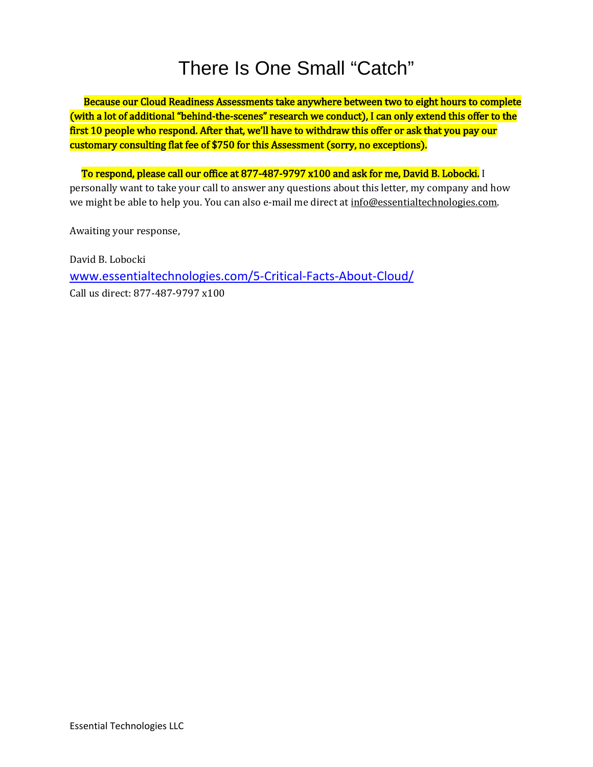# There Is One Small "Catch"

**Because our Cloud Readiness Assessments take anywhere between two to eight hours to complete (with a lot of additional "behind-the-scenes" research we conduct), I can only extend this offer to the first 10 people who respond. After that, we'll have to withdraw this offer or ask that you pay our customary consulting flat fee of $750 for this Assessment (sorry, no exceptions).**

**To respond, please call our office at 877-487-9797 x100 and ask for me, David B. Lobocki.** I personally want to take your call to answer any questions about this letter, my company and how we might be able to help you. You can also e-mail me direct at info@essentialtechnologies.com.

Awaiting your response,

David B. Lobocki
www.essentialtechnologies.com/5-Critical-Facts-About-Cloud/
Call us direct: 877-487-9797 x100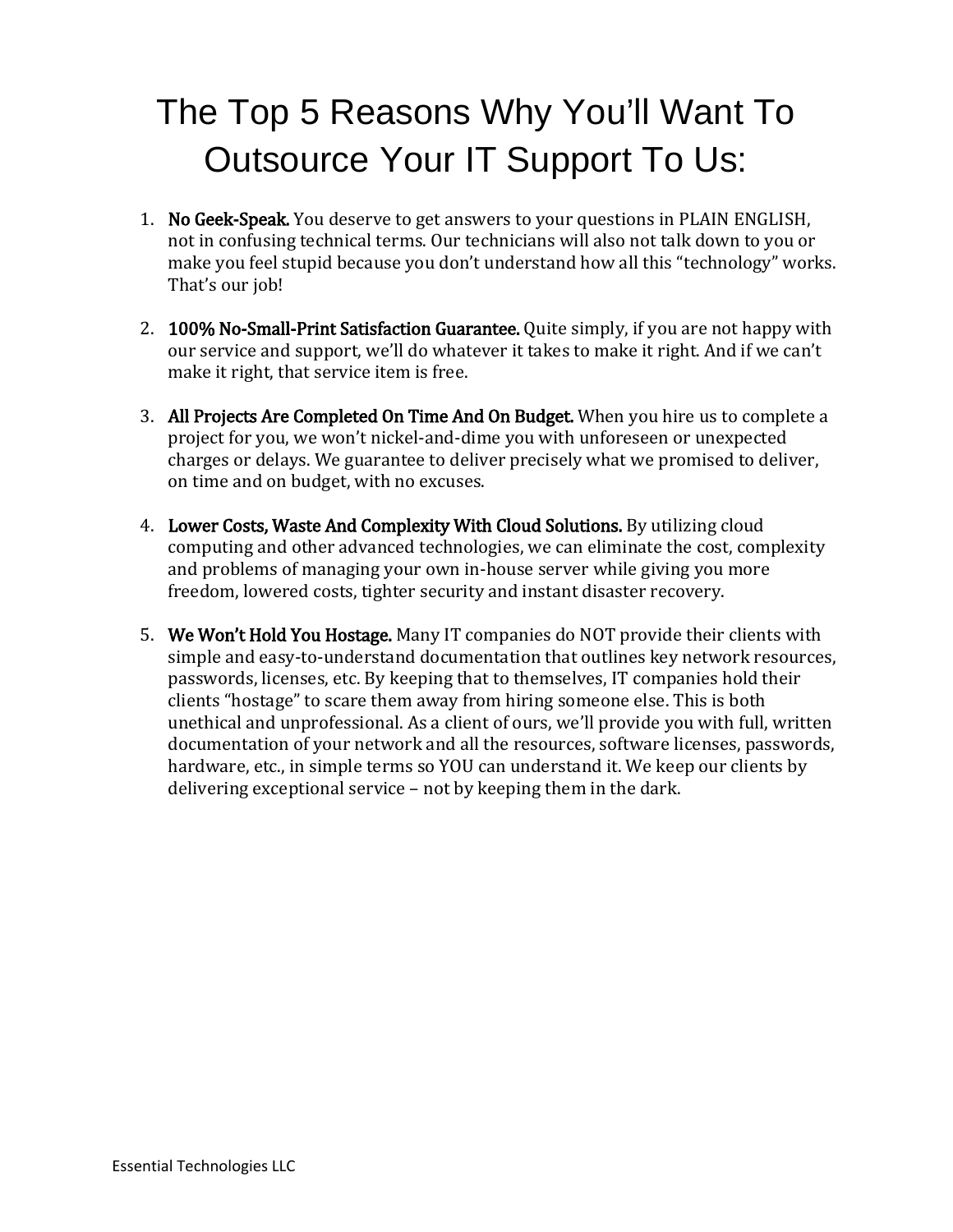# The Top 5 Reasons Why You'll Want To Outsource Your IT Support To Us:

1. **No Geek-Speak.** You deserve to get answers to your questions in PLAIN ENGLISH, not in confusing technical terms. Our technicians will also not talk down to you or make you feel stupid because you don't understand how all this "technology" works. That's our job!

2. **100% No-Small-Print Satisfaction Guarantee.** Quite simply, if you are not happy with our service and support, we'll do whatever it takes to make it right. And if we can't make it right, that service item is free.

3. **All Projects Are Completed On Time And On Budget.** When you hire us to complete a project for you, we won't nickel-and-dime you with unforeseen or unexpected charges or delays. We guarantee to deliver precisely what we promised to deliver, on time and on budget, with no excuses.

4. **Lower Costs, Waste And Complexity With Cloud Solutions.** By utilizing cloud computing and other advanced technologies, we can eliminate the cost, complexity and problems of managing your own in-house server while giving you more freedom, lowered costs, tighter security and instant disaster recovery.

5. **We Won't Hold You Hostage.** Many IT companies do NOT provide their clients with simple and easy-to-understand documentation that outlines key network resources, passwords, licenses, etc. By keeping that to themselves, IT companies hold their clients "hostage" to scare them away from hiring someone else. This is both unethical and unprofessional. As a client of ours, we'll provide you with full, written documentation of your network and all the resources, software licenses, passwords, hardware, etc., in simple terms so YOU can understand it. We keep our clients by delivering exceptional service – not by keeping them in the dark.